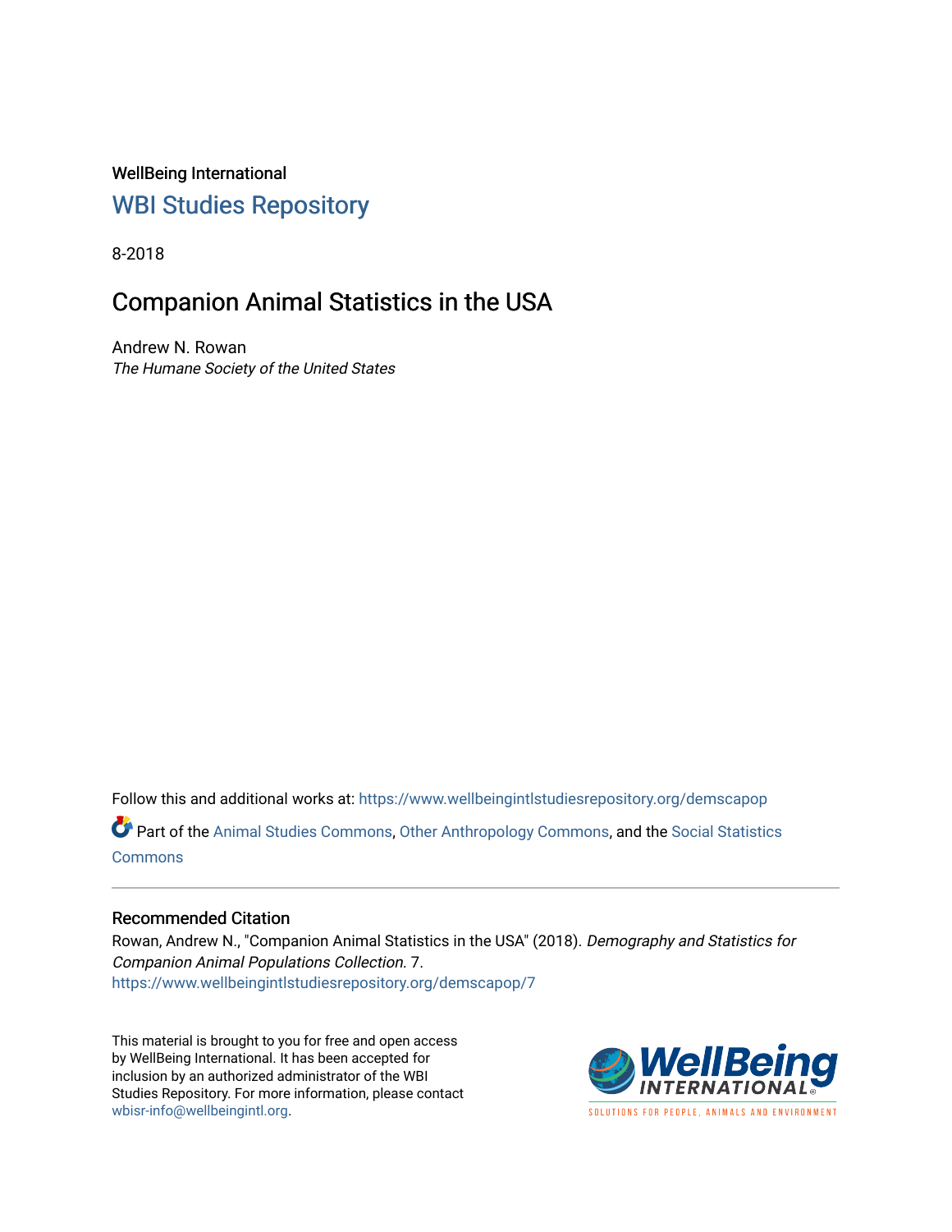WellBeing International

## WBI Studies Repository

8-2018

# Companion Animal Statistics in the USA

Andrew N. Rowan
*The Humane Society of the United States*

Follow this and additional works at: https://www.wellbeingintlstudiesrepository.org/demscapop

Part of the Animal Studies Commons, Other Anthropology Commons, and the Social Statistics Commons

### Recommended Citation

Rowan, Andrew N., "Companion Animal Statistics in the USA" (2018). *Demography and Statistics for Companion Animal Populations Collection*. 7.
https://www.wellbeingintlstudiesrepository.org/demscapop/7

This material is brought to you for free and open access by WellBeing International. It has been accepted for inclusion by an authorized administrator of the WBI Studies Repository. For more information, please contact wbisr-info@wellbeingintl.org.

WellBeing INTERNATIONAL
SOLUTIONS FOR PEOPLE, ANIMALS AND ENVIRONMENT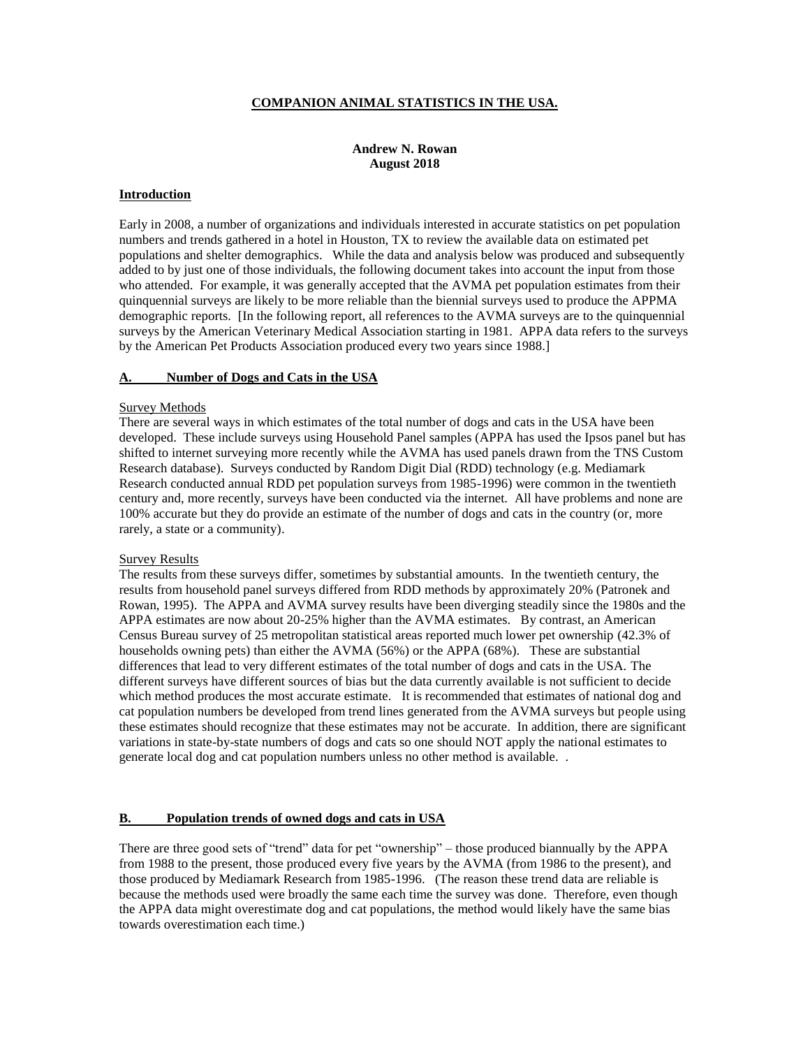**COMPANION ANIMAL STATISTICS IN THE USA.**

**Andrew N. Rowan**
**August 2018**

## Introduction

Early in 2008, a number of organizations and individuals interested in accurate statistics on pet population numbers and trends gathered in a hotel in Houston, TX to review the available data on estimated pet populations and shelter demographics. While the data and analysis below was produced and subsequently added to by just one of those individuals, the following document takes into account the input from those who attended. For example, it was generally accepted that the AVMA pet population estimates from their quinquennial surveys are likely to be more reliable than the biennial surveys used to produce the APPMA demographic reports. [In the following report, all references to the AVMA surveys are to the quinquennial surveys by the American Veterinary Medical Association starting in 1981. APPA data refers to the surveys by the American Pet Products Association produced every two years since 1988.]

## A. Number of Dogs and Cats in the USA

### Survey Methods

There are several ways in which estimates of the total number of dogs and cats in the USA have been developed. These include surveys using Household Panel samples (APPA has used the Ipsos panel but has shifted to internet surveying more recently while the AVMA has used panels drawn from the TNS Custom Research database). Surveys conducted by Random Digit Dial (RDD) technology (e.g. Mediamark Research conducted annual RDD pet population surveys from 1985-1996) were common in the twentieth century and, more recently, surveys have been conducted via the internet. All have problems and none are 100% accurate but they do provide an estimate of the number of dogs and cats in the country (or, more rarely, a state or a community).

### Survey Results

The results from these surveys differ, sometimes by substantial amounts. In the twentieth century, the results from household panel surveys differed from RDD methods by approximately 20% (Patronek and Rowan, 1995). The APPA and AVMA survey results have been diverging steadily since the 1980s and the APPA estimates are now about 20-25% higher than the AVMA estimates. By contrast, an American Census Bureau survey of 25 metropolitan statistical areas reported much lower pet ownership (42.3% of households owning pets) than either the AVMA (56%) or the APPA (68%). These are substantial differences that lead to very different estimates of the total number of dogs and cats in the USA. The different surveys have different sources of bias but the data currently available is not sufficient to decide which method produces the most accurate estimate. It is recommended that estimates of national dog and cat population numbers be developed from trend lines generated from the AVMA surveys but people using these estimates should recognize that these estimates may not be accurate. In addition, there are significant variations in state-by-state numbers of dogs and cats so one should NOT apply the national estimates to generate local dog and cat population numbers unless no other method is available. .

## B. Population trends of owned dogs and cats in USA

There are three good sets of "trend" data for pet "ownership" – those produced biannually by the APPA from 1988 to the present, those produced every five years by the AVMA (from 1986 to the present), and those produced by Mediamark Research from 1985-1996. (The reason these trend data are reliable is because the methods used were broadly the same each time the survey was done. Therefore, even though the APPA data might overestimate dog and cat populations, the method would likely have the same bias towards overestimation each time.)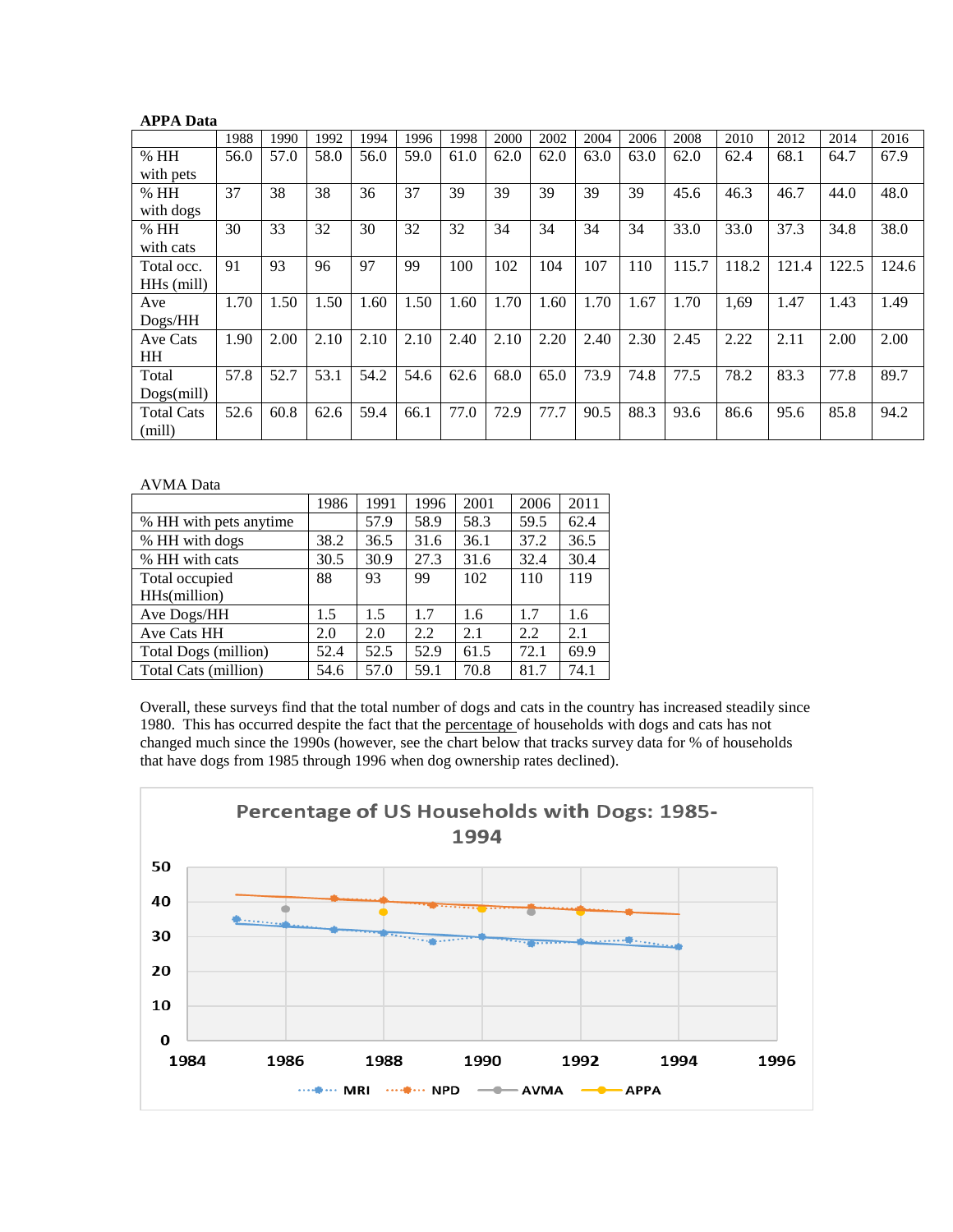**APPA Data**

| | 1988 | 1990 | 1992 | 1994 | 1996 | 1998 | 2000 | 2002 | 2004 | 2006 | 2008 | 2010 | 2012 | 2014 | 2016 |
|---|---|---|---|---|---|---|---|---|---|---|---|---|---|---|---|
| % HH with pets | 56.0 | 57.0 | 58.0 | 56.0 | 59.0 | 61.0 | 62.0 | 62.0 | 63.0 | 63.0 | 62.0 | 62.4 | 68.1 | 64.7 | 67.9 |
| % HH with dogs | 37 | 38 | 38 | 36 | 37 | 39 | 39 | 39 | 39 | 39 | 45.6 | 46.3 | 46.7 | 44.0 | 48.0 |
| % HH with cats | 30 | 33 | 32 | 30 | 32 | 32 | 34 | 34 | 34 | 34 | 33.0 | 33.0 | 37.3 | 34.8 | 38.0 |
| Total occ. HHs (mill) | 91 | 93 | 96 | 97 | 99 | 100 | 102 | 104 | 107 | 110 | 115.7 | 118.2 | 121.4 | 122.5 | 124.6 |
| Ave Dogs/HH | 1.70 | 1.50 | 1.50 | 1.60 | 1.50 | 1.60 | 1.70 | 1.60 | 1.70 | 1.67 | 1.70 | 1,69 | 1.47 | 1.43 | 1.49 |
| Ave Cats HH | 1.90 | 2.00 | 2.10 | 2.10 | 2.10 | 2.40 | 2.10 | 2.20 | 2.40 | 2.30 | 2.45 | 2.22 | 2.11 | 2.00 | 2.00 |
| Total Dogs(mill) | 57.8 | 52.7 | 53.1 | 54.2 | 54.6 | 62.6 | 68.0 | 65.0 | 73.9 | 74.8 | 77.5 | 78.2 | 83.3 | 77.8 | 89.7 |
| Total Cats (mill) | 52.6 | 60.8 | 62.6 | 59.4 | 66.1 | 77.0 | 72.9 | 77.7 | 90.5 | 88.3 | 93.6 | 86.6 | 95.6 | 85.8 | 94.2 |

AVMA Data

| | 1986 | 1991 | 1996 | 2001 | 2006 | 2011 |
|---|---|---|---|---|---|---|
| % HH with pets anytime | | 57.9 | 58.9 | 58.3 | 59.5 | 62.4 |
| % HH with dogs | 38.2 | 36.5 | 31.6 | 36.1 | 37.2 | 36.5 |
| % HH with cats | 30.5 | 30.9 | 27.3 | 31.6 | 32.4 | 30.4 |
| Total occupied HHs(million) | 88 | 93 | 99 | 102 | 110 | 119 |
| Ave Dogs/HH | 1.5 | 1.5 | 1.7 | 1.6 | 1.7 | 1.6 |
| Ave Cats HH | 2.0 | 2.0 | 2.2 | 2.1 | 2.2 | 2.1 |
| Total Dogs (million) | 52.4 | 52.5 | 52.9 | 61.5 | 72.1 | 69.9 |
| Total Cats (million) | 54.6 | 57.0 | 59.1 | 70.8 | 81.7 | 74.1 |

Overall, these surveys find that the total number of dogs and cats in the country has increased steadily since 1980. This has occurred despite the fact that the percentage of households with dogs and cats has not changed much since the 1990s (however, see the chart below that tracks survey data for % of households that have dogs from 1985 through 1996 when dog ownership rates declined).

**Percentage of US Households with Dogs: 1985-1994**

(Chart legend: MRI, NPD, AVMA, APPA; x-axis 1984–1996; y-axis 0–50)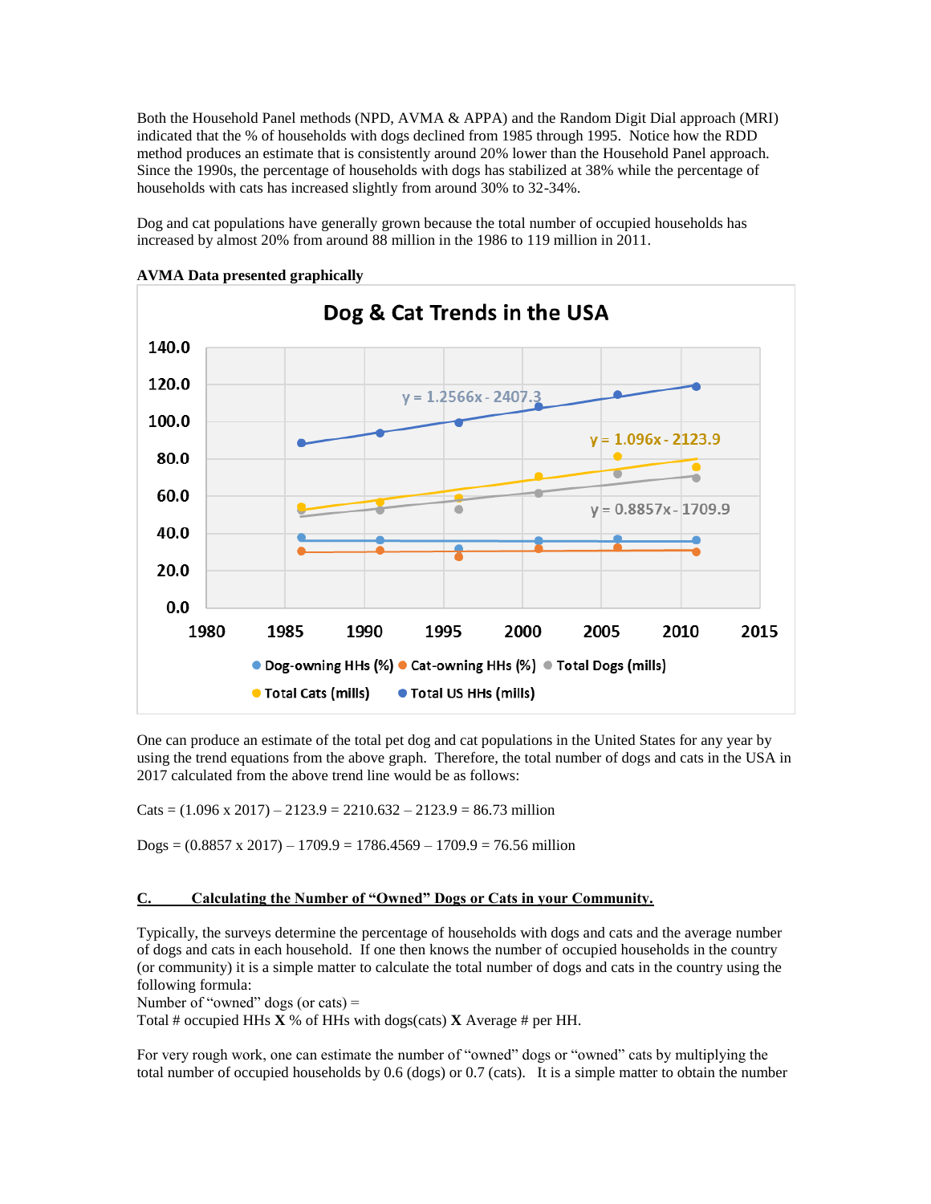Both the Household Panel methods (NPD, AVMA & APPA) and the Random Digit Dial approach (MRI) indicated that the % of households with dogs declined from 1985 through 1995. Notice how the RDD method produces an estimate that is consistently around 20% lower than the Household Panel approach. Since the 1990s, the percentage of households with dogs has stabilized at 38% while the percentage of households with cats has increased slightly from around 30% to 32-34%.

Dog and cat populations have generally grown because the total number of occupied households has increased by almost 20% from around 88 million in the 1986 to 119 million in 2011.

**AVMA Data presented graphically**

One can produce an estimate of the total pet dog and cat populations in the United States for any year by using the trend equations from the above graph. Therefore, the total number of dogs and cats in the USA in 2017 calculated from the above trend line would be as follows:

Cats = (1.096 x 2017) – 2123.9 = 2210.632 – 2123.9 = 86.73 million

Dogs = (0.8857 x 2017) – 1709.9 = 1786.4569 – 1709.9 = 76.56 million

## C. Calculating the Number of "Owned" Dogs or Cats in your Community.

Typically, the surveys determine the percentage of households with dogs and cats and the average number of dogs and cats in each household. If one then knows the number of occupied households in the country (or community) it is a simple matter to calculate the total number of dogs and cats in the country using the following formula:
Number of "owned" dogs (or cats) =
Total # occupied HHs **X** % of HHs with dogs(cats) **X** Average # per HH.

For very rough work, one can estimate the number of "owned" dogs or "owned" cats by multiplying the total number of occupied households by 0.6 (dogs) or 0.7 (cats). It is a simple matter to obtain the number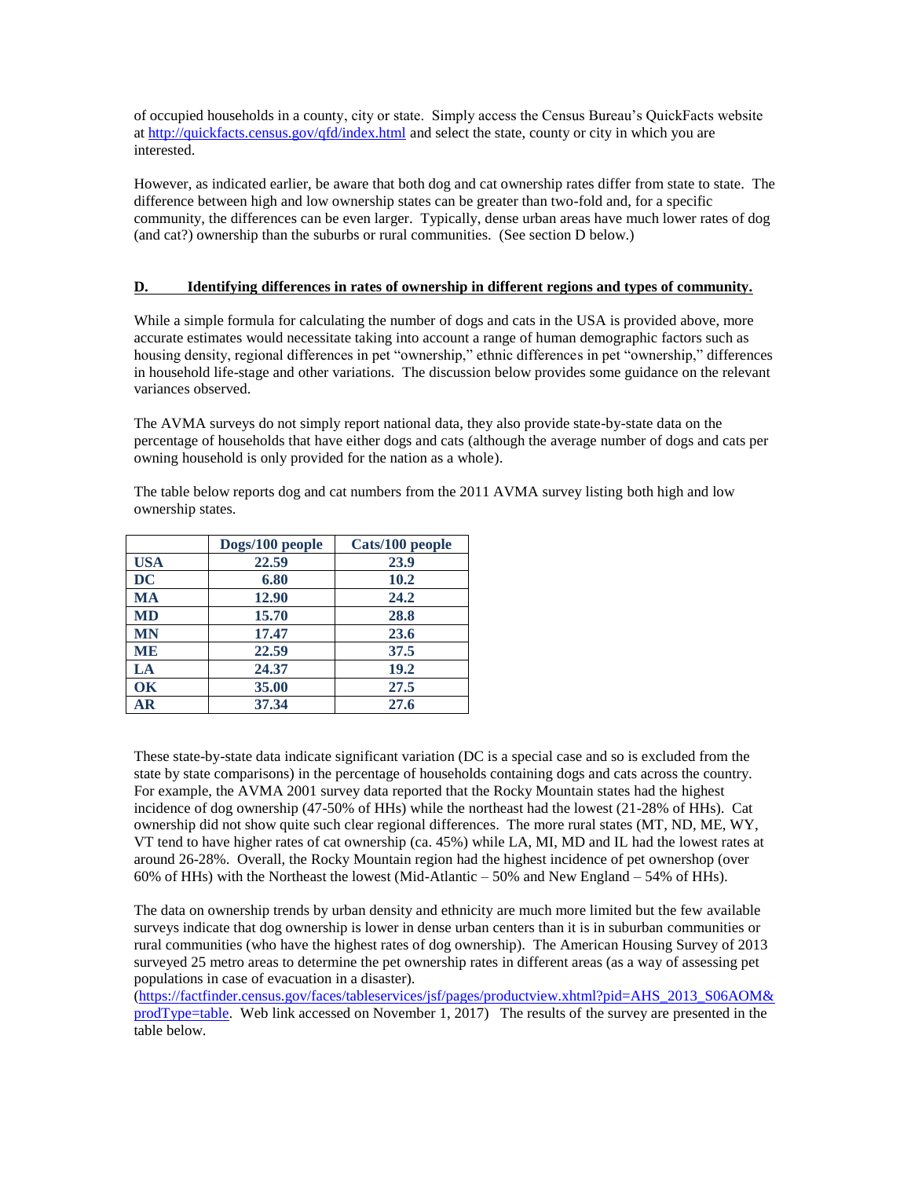of occupied households in a county, city or state. Simply access the Census Bureau's QuickFacts website at http://quickfacts.census.gov/qfd/index.html and select the state, county or city in which you are interested.

However, as indicated earlier, be aware that both dog and cat ownership rates differ from state to state. The difference between high and low ownership states can be greater than two-fold and, for a specific community, the differences can be even larger. Typically, dense urban areas have much lower rates of dog (and cat?) ownership than the suburbs or rural communities. (See section D below.)

## D. Identifying differences in rates of ownership in different regions and types of community.

While a simple formula for calculating the number of dogs and cats in the USA is provided above, more accurate estimates would necessitate taking into account a range of human demographic factors such as housing density, regional differences in pet "ownership," ethnic differences in pet "ownership," differences in household life-stage and other variations. The discussion below provides some guidance on the relevant variances observed.

The AVMA surveys do not simply report national data, they also provide state-by-state data on the percentage of households that have either dogs and cats (although the average number of dogs and cats per owning household is only provided for the nation as a whole).

The table below reports dog and cat numbers from the 2011 AVMA survey listing both high and low ownership states.

| | Dogs/100 people | Cats/100 people |
|---|---|---|
| USA | 22.59 | 23.9 |
| DC | 6.80 | 10.2 |
| MA | 12.90 | 24.2 |
| MD | 15.70 | 28.8 |
| MN | 17.47 | 23.6 |
| ME | 22.59 | 37.5 |
| LA | 24.37 | 19.2 |
| OK | 35.00 | 27.5 |
| AR | 37.34 | 27.6 |

These state-by-state data indicate significant variation (DC is a special case and so is excluded from the state by state comparisons) in the percentage of households containing dogs and cats across the country. For example, the AVMA 2001 survey data reported that the Rocky Mountain states had the highest incidence of dog ownership (47-50% of HHs) while the northeast had the lowest (21-28% of HHs). Cat ownership did not show quite such clear regional differences. The more rural states (MT, ND, ME, WY, VT tend to have higher rates of cat ownership (ca. 45%) while LA, MI, MD and IL had the lowest rates at around 26-28%. Overall, the Rocky Mountain region had the highest incidence of pet ownershop (over 60% of HHs) with the Northeast the lowest (Mid-Atlantic – 50% and New England – 54% of HHs).

The data on ownership trends by urban density and ethnicity are much more limited but the few available surveys indicate that dog ownership is lower in dense urban centers than it is in suburban communities or rural communities (who have the highest rates of dog ownership). The American Housing Survey of 2013 surveyed 25 metro areas to determine the pet ownership rates in different areas (as a way of assessing pet populations in case of evacuation in a disaster). (https://factfinder.census.gov/faces/tableservices/jsf/pages/productview.xhtml?pid=AHS_2013_S06AOM&prodType=table. Web link accessed on November 1, 2017) The results of the survey are presented in the table below.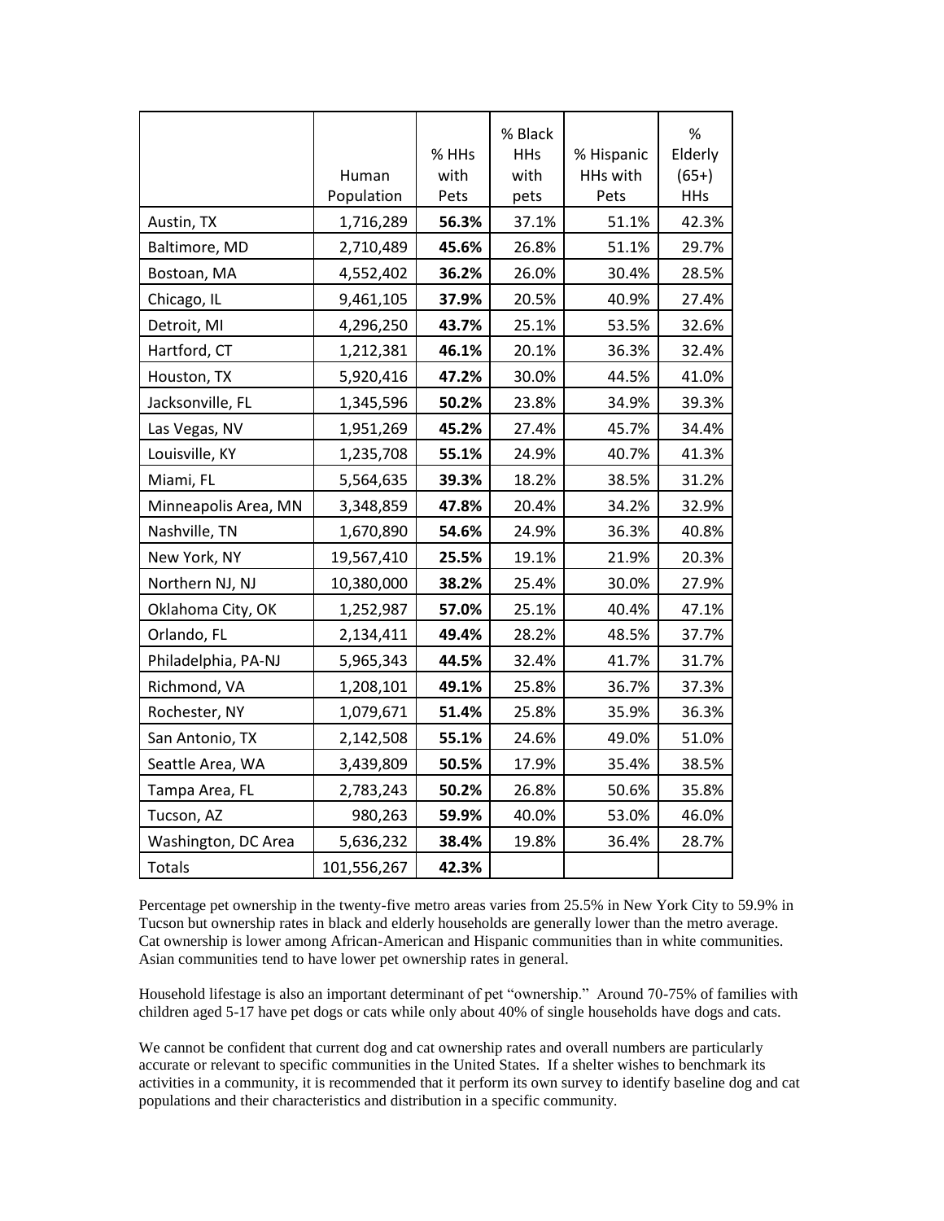|  | Human Population | % HHs with Pets | % Black HHs with pets | % Hispanic HHs with Pets | % Elderly (65+) HHs |
|---|---|---|---|---|---|
| Austin, TX | 1,716,289 | **56.3%** | 37.1% | 51.1% | 42.3% |
| Baltimore, MD | 2,710,489 | **45.6%** | 26.8% | 51.1% | 29.7% |
| Bostoan, MA | 4,552,402 | **36.2%** | 26.0% | 30.4% | 28.5% |
| Chicago, IL | 9,461,105 | **37.9%** | 20.5% | 40.9% | 27.4% |
| Detroit, MI | 4,296,250 | **43.7%** | 25.1% | 53.5% | 32.6% |
| Hartford, CT | 1,212,381 | **46.1%** | 20.1% | 36.3% | 32.4% |
| Houston, TX | 5,920,416 | **47.2%** | 30.0% | 44.5% | 41.0% |
| Jacksonville, FL | 1,345,596 | **50.2%** | 23.8% | 34.9% | 39.3% |
| Las Vegas, NV | 1,951,269 | **45.2%** | 27.4% | 45.7% | 34.4% |
| Louisville, KY | 1,235,708 | **55.1%** | 24.9% | 40.7% | 41.3% |
| Miami, FL | 5,564,635 | **39.3%** | 18.2% | 38.5% | 31.2% |
| Minneapolis Area, MN | 3,348,859 | **47.8%** | 20.4% | 34.2% | 32.9% |
| Nashville, TN | 1,670,890 | **54.6%** | 24.9% | 36.3% | 40.8% |
| New York, NY | 19,567,410 | **25.5%** | 19.1% | 21.9% | 20.3% |
| Northern NJ, NJ | 10,380,000 | **38.2%** | 25.4% | 30.0% | 27.9% |
| Oklahoma City, OK | 1,252,987 | **57.0%** | 25.1% | 40.4% | 47.1% |
| Orlando, FL | 2,134,411 | **49.4%** | 28.2% | 48.5% | 37.7% |
| Philadelphia, PA-NJ | 5,965,343 | **44.5%** | 32.4% | 41.7% | 31.7% |
| Richmond, VA | 1,208,101 | **49.1%** | 25.8% | 36.7% | 37.3% |
| Rochester, NY | 1,079,671 | **51.4%** | 25.8% | 35.9% | 36.3% |
| San Antonio, TX | 2,142,508 | **55.1%** | 24.6% | 49.0% | 51.0% |
| Seattle Area, WA | 3,439,809 | **50.5%** | 17.9% | 35.4% | 38.5% |
| Tampa Area, FL | 2,783,243 | **50.2%** | 26.8% | 50.6% | 35.8% |
| Tucson, AZ | 980,263 | **59.9%** | 40.0% | 53.0% | 46.0% |
| Washington, DC Area | 5,636,232 | **38.4%** | 19.8% | 36.4% | 28.7% |
| Totals | 101,556,267 | **42.3%** |  |  |  |

Percentage pet ownership in the twenty-five metro areas varies from 25.5% in New York City to 59.9% in Tucson but ownership rates in black and elderly households are generally lower than the metro average. Cat ownership is lower among African-American and Hispanic communities than in white communities. Asian communities tend to have lower pet ownership rates in general.

Household lifestage is also an important determinant of pet "ownership." Around 70-75% of families with children aged 5-17 have pet dogs or cats while only about 40% of single households have dogs and cats.

We cannot be confident that current dog and cat ownership rates and overall numbers are particularly accurate or relevant to specific communities in the United States. If a shelter wishes to benchmark its activities in a community, it is recommended that it perform its own survey to identify baseline dog and cat populations and their characteristics and distribution in a specific community.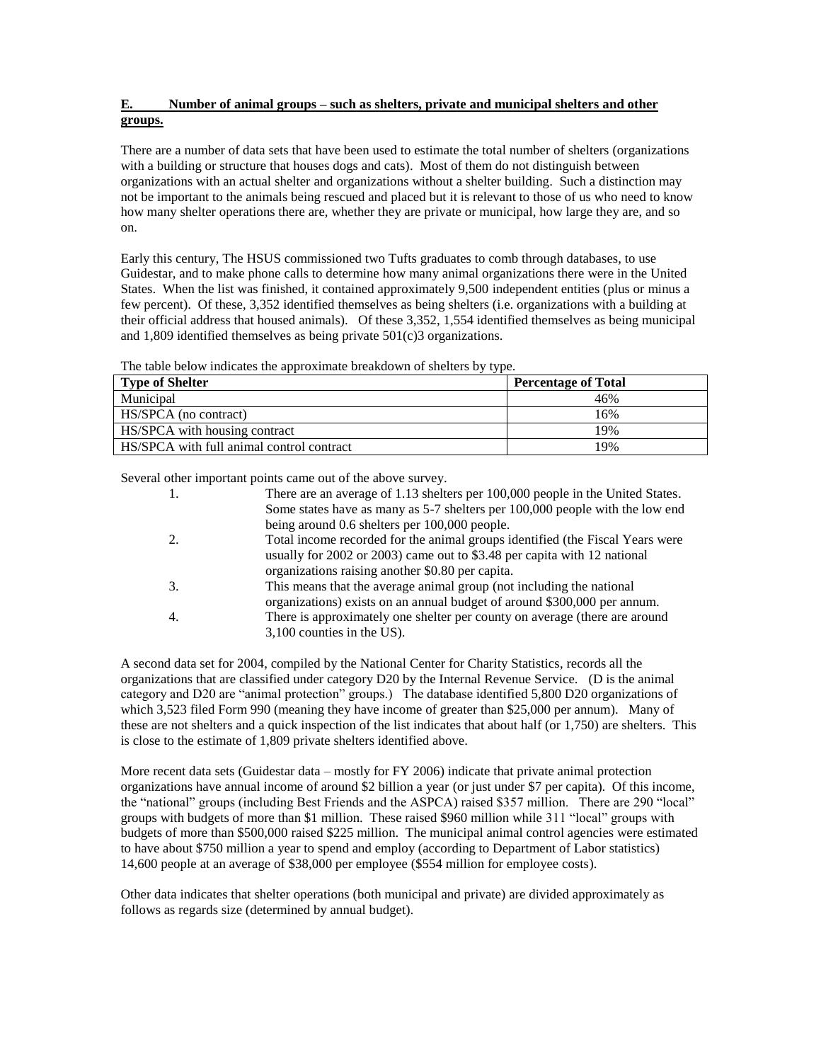**E. Number of animal groups – such as shelters, private and municipal shelters and other groups.**

There are a number of data sets that have been used to estimate the total number of shelters (organizations with a building or structure that houses dogs and cats). Most of them do not distinguish between organizations with an actual shelter and organizations without a shelter building. Such a distinction may not be important to the animals being rescued and placed but it is relevant to those of us who need to know how many shelter operations there are, whether they are private or municipal, how large they are, and so on.

Early this century, The HSUS commissioned two Tufts graduates to comb through databases, to use Guidestar, and to make phone calls to determine how many animal organizations there were in the United States. When the list was finished, it contained approximately 9,500 independent entities (plus or minus a few percent). Of these, 3,352 identified themselves as being shelters (i.e. organizations with a building at their official address that housed animals). Of these 3,352, 1,554 identified themselves as being municipal and 1,809 identified themselves as being private 501(c)3 organizations.

The table below indicates the approximate breakdown of shelters by type.

| Type of Shelter | Percentage of Total |
|---|---|
| Municipal | 46% |
| HS/SPCA (no contract) | 16% |
| HS/SPCA with housing contract | 19% |
| HS/SPCA with full animal control contract | 19% |

Several other important points came out of the above survey.

1. There are an average of 1.13 shelters per 100,000 people in the United States. Some states have as many as 5-7 shelters per 100,000 people with the low end being around 0.6 shelters per 100,000 people.
2. Total income recorded for the animal groups identified (the Fiscal Years were usually for 2002 or 2003) came out to $3.48 per capita with 12 national organizations raising another $0.80 per capita.
3. This means that the average animal group (not including the national organizations) exists on an annual budget of around $300,000 per annum.
4. There is approximately one shelter per county on average (there are around 3,100 counties in the US).

A second data set for 2004, compiled by the National Center for Charity Statistics, records all the organizations that are classified under category D20 by the Internal Revenue Service. (D is the animal category and D20 are "animal protection" groups.) The database identified 5,800 D20 organizations of which 3,523 filed Form 990 (meaning they have income of greater than $25,000 per annum). Many of these are not shelters and a quick inspection of the list indicates that about half (or 1,750) are shelters. This is close to the estimate of 1,809 private shelters identified above.

More recent data sets (Guidestar data – mostly for FY 2006) indicate that private animal protection organizations have annual income of around $2 billion a year (or just under $7 per capita). Of this income, the "national" groups (including Best Friends and the ASPCA) raised $357 million. There are 290 "local" groups with budgets of more than $1 million. These raised $960 million while 311 "local" groups with budgets of more than $500,000 raised $225 million. The municipal animal control agencies were estimated to have about $750 million a year to spend and employ (according to Department of Labor statistics) 14,600 people at an average of $38,000 per employee ($554 million for employee costs).

Other data indicates that shelter operations (both municipal and private) are divided approximately as follows as regards size (determined by annual budget).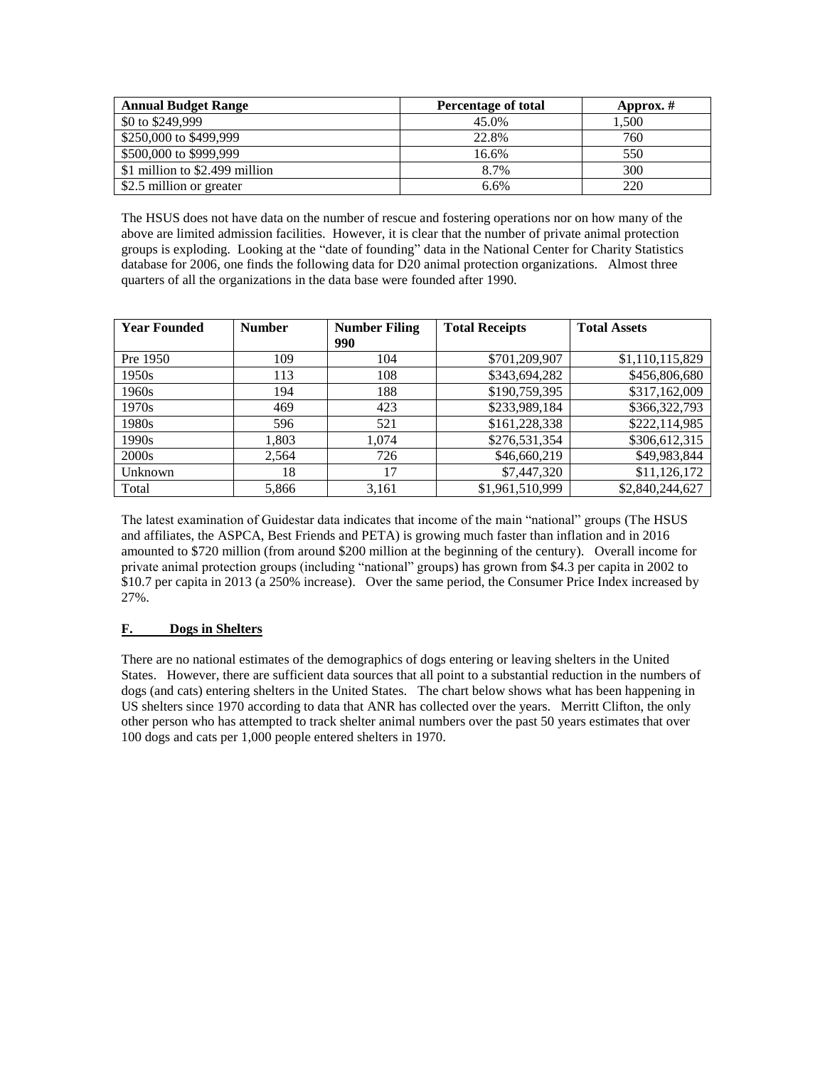| Annual Budget Range | Percentage of total | Approx. # |
| --- | --- | --- |
| $0 to $249,999 | 45.0% | 1,500 |
| $250,000 to $499,999 | 22.8% | 760 |
| $500,000 to $999,999 | 16.6% | 550 |
| $1 million to $2.499 million | 8.7% | 300 |
| $2.5 million or greater | 6.6% | 220 |

The HSUS does not have data on the number of rescue and fostering operations nor on how many of the above are limited admission facilities. However, it is clear that the number of private animal protection groups is exploding. Looking at the "date of founding" data in the National Center for Charity Statistics database for 2006, one finds the following data for D20 animal protection organizations. Almost three quarters of all the organizations in the data base were founded after 1990.

| Year Founded | Number | Number Filing 990 | Total Receipts | Total Assets |
| --- | --- | --- | --- | --- |
| Pre 1950 | 109 | 104 | $701,209,907 | $1,110,115,829 |
| 1950s | 113 | 108 | $343,694,282 | $456,806,680 |
| 1960s | 194 | 188 | $190,759,395 | $317,162,009 |
| 1970s | 469 | 423 | $233,989,184 | $366,322,793 |
| 1980s | 596 | 521 | $161,228,338 | $222,114,985 |
| 1990s | 1,803 | 1,074 | $276,531,354 | $306,612,315 |
| 2000s | 2,564 | 726 | $46,660,219 | $49,983,844 |
| Unknown | 18 | 17 | $7,447,320 | $11,126,172 |
| Total | 5,866 | 3,161 | $1,961,510,999 | $2,840,244,627 |

The latest examination of Guidestar data indicates that income of the main "national" groups (The HSUS and affiliates, the ASPCA, Best Friends and PETA) is growing much faster than inflation and in 2016 amounted to $720 million (from around $200 million at the beginning of the century). Overall income for private animal protection groups (including "national" groups) has grown from $4.3 per capita in 2002 to $10.7 per capita in 2013 (a 250% increase). Over the same period, the Consumer Price Index increased by 27%.

## F. Dogs in Shelters

There are no national estimates of the demographics of dogs entering or leaving shelters in the United States. However, there are sufficient data sources that all point to a substantial reduction in the numbers of dogs (and cats) entering shelters in the United States. The chart below shows what has been happening in US shelters since 1970 according to data that ANR has collected over the years. Merritt Clifton, the only other person who has attempted to track shelter animal numbers over the past 50 years estimates that over 100 dogs and cats per 1,000 people entered shelters in 1970.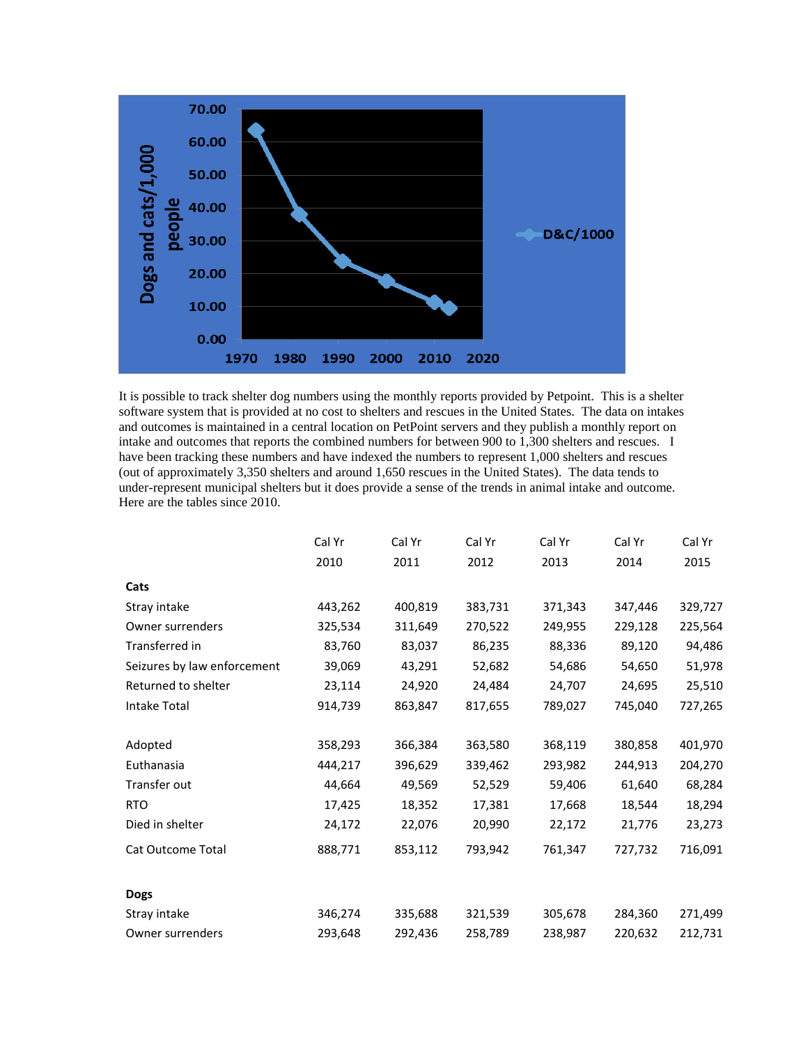It is possible to track shelter dog numbers using the monthly reports provided by Petpoint. This is a shelter software system that is provided at no cost to shelters and rescues in the United States. The data on intakes and outcomes is maintained in a central location on PetPoint servers and they publish a monthly report on intake and outcomes that reports the combined numbers for between 900 to 1,300 shelters and rescues. I have been tracking these numbers and have indexed the numbers to represent 1,000 shelters and rescues (out of approximately 3,350 shelters and around 1,650 rescues in the United States). The data tends to under-represent municipal shelters but it does provide a sense of the trends in animal intake and outcome. Here are the tables since 2010.

| | Cal Yr 2010 | Cal Yr 2011 | Cal Yr 2012 | Cal Yr 2013 | Cal Yr 2014 | Cal Yr 2015 |
|---|---|---|---|---|---|---|
| **Cats** | | | | | | |
| Stray intake | 443,262 | 400,819 | 383,731 | 371,343 | 347,446 | 329,727 |
| Owner surrenders | 325,534 | 311,649 | 270,522 | 249,955 | 229,128 | 225,564 |
| Transferred in | 83,760 | 83,037 | 86,235 | 88,336 | 89,120 | 94,486 |
| Seizures by law enforcement | 39,069 | 43,291 | 52,682 | 54,686 | 54,650 | 51,978 |
| Returned to shelter | 23,114 | 24,920 | 24,484 | 24,707 | 24,695 | 25,510 |
| Intake Total | 914,739 | 863,847 | 817,655 | 789,027 | 745,040 | 727,265 |
| | | | | | | |
| Adopted | 358,293 | 366,384 | 363,580 | 368,119 | 380,858 | 401,970 |
| Euthanasia | 444,217 | 396,629 | 339,462 | 293,982 | 244,913 | 204,270 |
| Transfer out | 44,664 | 49,569 | 52,529 | 59,406 | 61,640 | 68,284 |
| RTO | 17,425 | 18,352 | 17,381 | 17,668 | 18,544 | 18,294 |
| Died in shelter | 24,172 | 22,076 | 20,990 | 22,172 | 21,776 | 23,273 |
| Cat Outcome Total | 888,771 | 853,112 | 793,942 | 761,347 | 727,732 | 716,091 |
| | | | | | | |
| **Dogs** | | | | | | |
| Stray intake | 346,274 | 335,688 | 321,539 | 305,678 | 284,360 | 271,499 |
| Owner surrenders | 293,648 | 292,436 | 258,789 | 238,987 | 220,632 | 212,731 |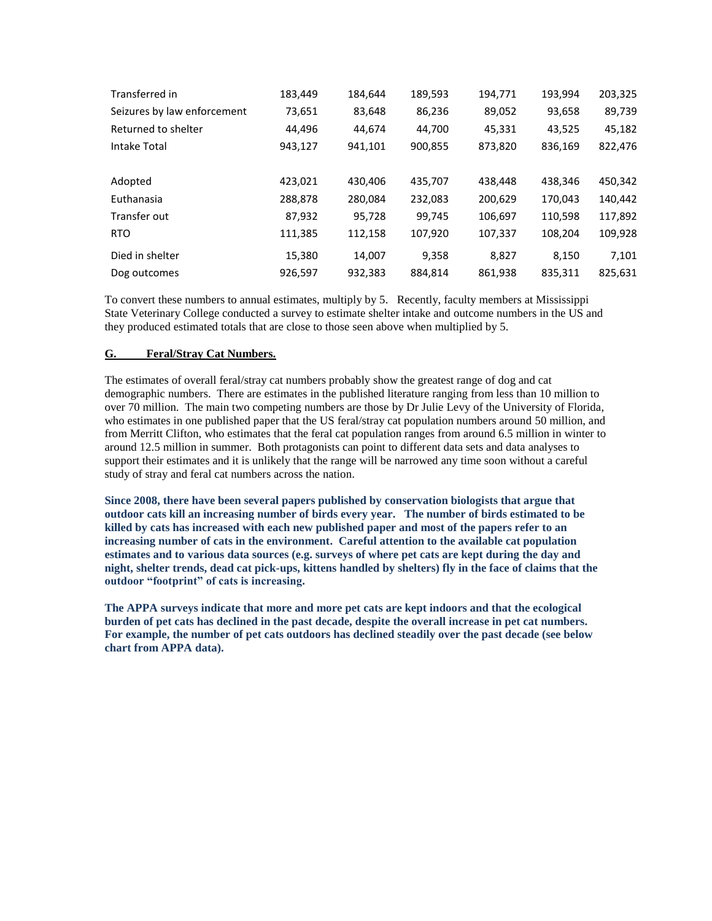| | | | | | | |
|---|---|---|---|---|---|---|
| Transferred in | 183,449 | 184,644 | 189,593 | 194,771 | 193,994 | 203,325 |
| Seizures by law enforcement | 73,651 | 83,648 | 86,236 | 89,052 | 93,658 | 89,739 |
| Returned to shelter | 44,496 | 44,674 | 44,700 | 45,331 | 43,525 | 45,182 |
| Intake Total | 943,127 | 941,101 | 900,855 | 873,820 | 836,169 | 822,476 |
| | | | | | | |
| Adopted | 423,021 | 430,406 | 435,707 | 438,448 | 438,346 | 450,342 |
| Euthanasia | 288,878 | 280,084 | 232,083 | 200,629 | 170,043 | 140,442 |
| Transfer out | 87,932 | 95,728 | 99,745 | 106,697 | 110,598 | 117,892 |
| RTO | 111,385 | 112,158 | 107,920 | 107,337 | 108,204 | 109,928 |
| Died in shelter | 15,380 | 14,007 | 9,358 | 8,827 | 8,150 | 7,101 |
| Dog outcomes | 926,597 | 932,383 | 884,814 | 861,938 | 835,311 | 825,631 |

To convert these numbers to annual estimates, multiply by 5. Recently, faculty members at Mississippi State Veterinary College conducted a survey to estimate shelter intake and outcome numbers in the US and they produced estimated totals that are close to those seen above when multiplied by 5.

## G. Feral/Stray Cat Numbers.

The estimates of overall feral/stray cat numbers probably show the greatest range of dog and cat demographic numbers. There are estimates in the published literature ranging from less than 10 million to over 70 million. The main two competing numbers are those by Dr Julie Levy of the University of Florida, who estimates in one published paper that the US feral/stray cat population numbers around 50 million, and from Merritt Clifton, who estimates that the feral cat population ranges from around 6.5 million in winter to around 12.5 million in summer. Both protagonists can point to different data sets and data analyses to support their estimates and it is unlikely that the range will be narrowed any time soon without a careful study of stray and feral cat numbers across the nation.

**Since 2008, there have been several papers published by conservation biologists that argue that outdoor cats kill an increasing number of birds every year. The number of birds estimated to be killed by cats has increased with each new published paper and most of the papers refer to an increasing number of cats in the environment. Careful attention to the available cat population estimates and to various data sources (e.g. surveys of where pet cats are kept during the day and night, shelter trends, dead cat pick-ups, kittens handled by shelters) fly in the face of claims that the outdoor "footprint" of cats is increasing.**

**The APPA surveys indicate that more and more pet cats are kept indoors and that the ecological burden of pet cats has declined in the past decade, despite the overall increase in pet cat numbers. For example, the number of pet cats outdoors has declined steadily over the past decade (see below chart from APPA data).**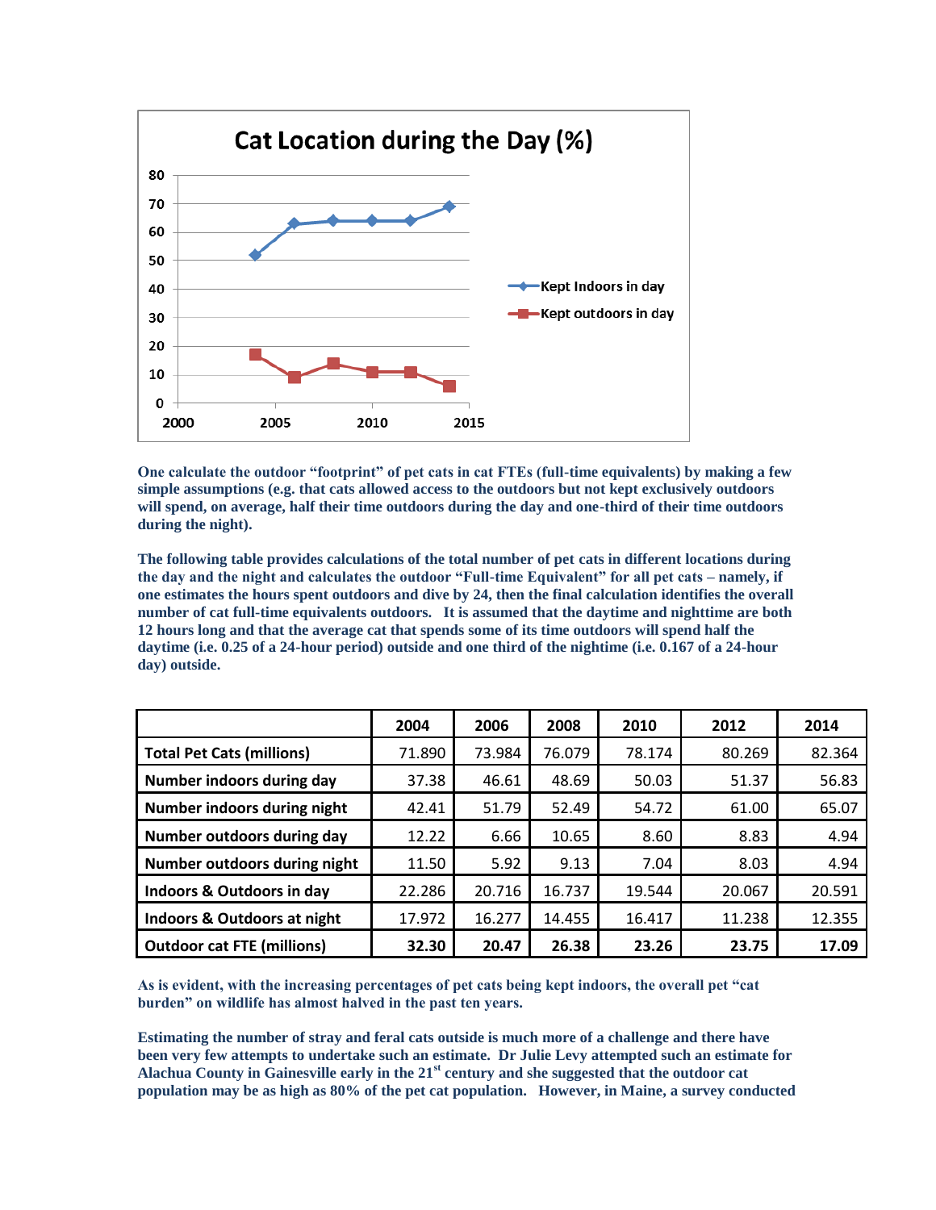One calculate the outdoor "footprint" of pet cats in cat FTEs (full-time equivalents) by making a few simple assumptions (e.g. that cats allowed access to the outdoors but not kept exclusively outdoors will spend, on average, half their time outdoors during the day and one-third of their time outdoors during the night).

The following table provides calculations of the total number of pet cats in different locations during the day and the night and calculates the outdoor "Full-time Equivalent" for all pet cats – namely, if one estimates the hours spent outdoors and dive by 24, then the final calculation identifies the overall number of cat full-time equivalents outdoors. It is assumed that the daytime and nighttime are both 12 hours long and that the average cat that spends some of its time outdoors will spend half the daytime (i.e. 0.25 of a 24-hour period) outside and one third of the nightime (i.e. 0.167 of a 24-hour day) outside.

| | 2004 | 2006 | 2008 | 2010 | 2012 | 2014 |
|---|---|---|---|---|---|---|
| Total Pet Cats (millions) | 71.890 | 73.984 | 76.079 | 78.174 | 80.269 | 82.364 |
| Number indoors during day | 37.38 | 46.61 | 48.69 | 50.03 | 51.37 | 56.83 |
| Number indoors during night | 42.41 | 51.79 | 52.49 | 54.72 | 61.00 | 65.07 |
| Number outdoors during day | 12.22 | 6.66 | 10.65 | 8.60 | 8.83 | 4.94 |
| Number outdoors during night | 11.50 | 5.92 | 9.13 | 7.04 | 8.03 | 4.94 |
| Indoors & Outdoors in day | 22.286 | 20.716 | 16.737 | 19.544 | 20.067 | 20.591 |
| Indoors & Outdoors at night | 17.972 | 16.277 | 14.455 | 16.417 | 11.238 | 12.355 |
| **Outdoor cat FTE (millions)** | **32.30** | **20.47** | **26.38** | **23.26** | **23.75** | **17.09** |

As is evident, with the increasing percentages of pet cats being kept indoors, the overall pet "cat burden" on wildlife has almost halved in the past ten years.

Estimating the number of stray and feral cats outside is much more of a challenge and there have been very few attempts to undertake such an estimate. Dr Julie Levy attempted such an estimate for Alachua County in Gainesville early in the 21st century and she suggested that the outdoor cat population may be as high as 80% of the pet cat population. However, in Maine, a survey conducted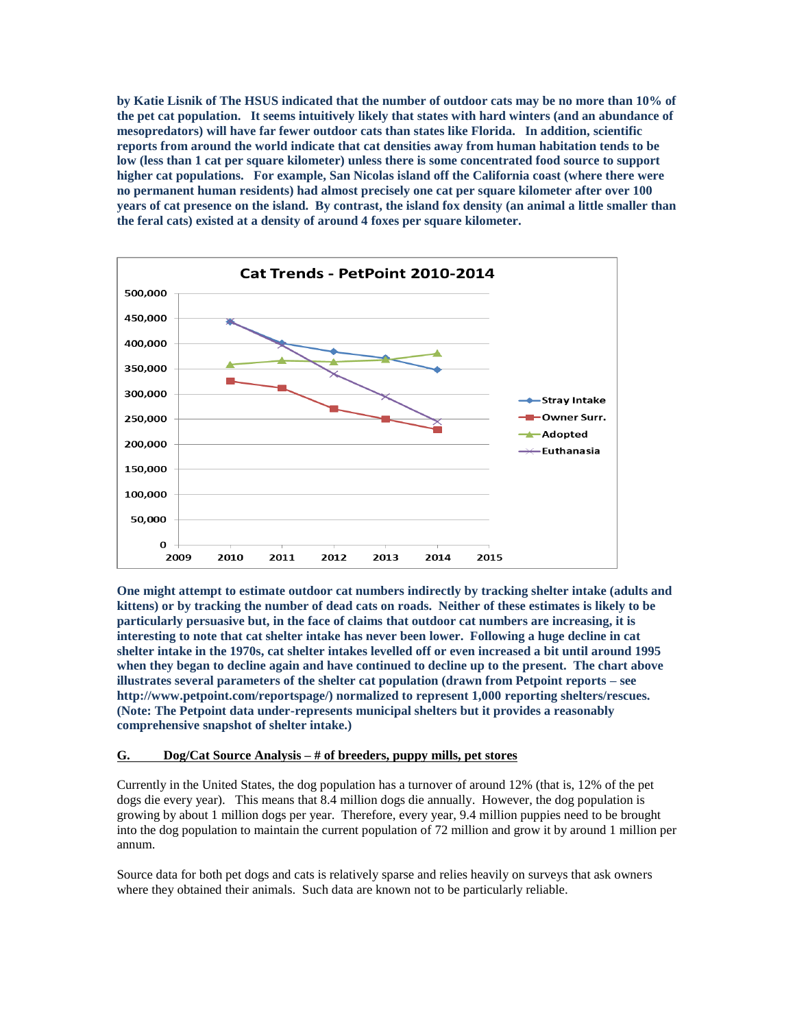**by Katie Lisnik of The HSUS indicated that the number of outdoor cats may be no more than 10% of the pet cat population. It seems intuitively likely that states with hard winters (and an abundance of mesopredators) will have far fewer outdoor cats than states like Florida. In addition, scientific reports from around the world indicate that cat densities away from human habitation tends to be low (less than 1 cat per square kilometer) unless there is some concentrated food source to support higher cat populations. For example, San Nicolas island off the California coast (where there were no permanent human residents) had almost precisely one cat per square kilometer after over 100 years of cat presence on the island. By contrast, the island fox density (an animal a little smaller than the feral cats) existed at a density of around 4 foxes per square kilometer.**

**One might attempt to estimate outdoor cat numbers indirectly by tracking shelter intake (adults and kittens) or by tracking the number of dead cats on roads. Neither of these estimates is likely to be particularly persuasive but, in the face of claims that outdoor cat numbers are increasing, it is interesting to note that cat shelter intake has never been lower. Following a huge decline in cat shelter intake in the 1970s, cat shelter intakes levelled off or even increased a bit until around 1995 when they began to decline again and have continued to decline up to the present. The chart above illustrates several parameters of the shelter cat population (drawn from Petpoint reports – see http://www.petpoint.com/reportspage/) normalized to represent 1,000 reporting shelters/rescues. (Note: The Petpoint data under-represents municipal shelters but it provides a reasonably comprehensive snapshot of shelter intake.)**

## G. Dog/Cat Source Analysis – # of breeders, puppy mills, pet stores

Currently in the United States, the dog population has a turnover of around 12% (that is, 12% of the pet dogs die every year). This means that 8.4 million dogs die annually. However, the dog population is growing by about 1 million dogs per year. Therefore, every year, 9.4 million puppies need to be brought into the dog population to maintain the current population of 72 million and grow it by around 1 million per annum.

Source data for both pet dogs and cats is relatively sparse and relies heavily on surveys that ask owners where they obtained their animals. Such data are known not to be particularly reliable.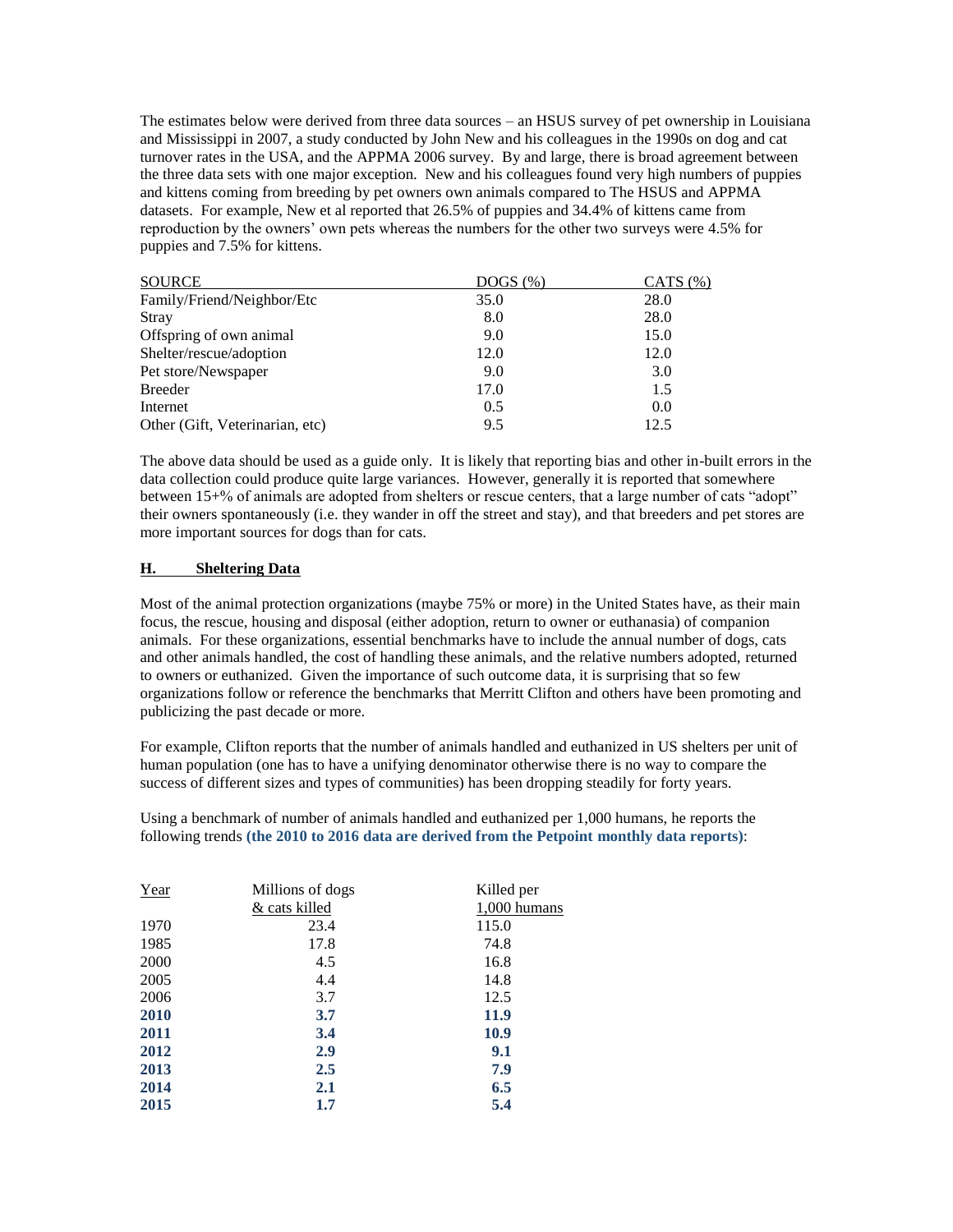The estimates below were derived from three data sources – an HSUS survey of pet ownership in Louisiana and Mississippi in 2007, a study conducted by John New and his colleagues in the 1990s on dog and cat turnover rates in the USA, and the APPMA 2006 survey. By and large, there is broad agreement between the three data sets with one major exception. New and his colleagues found very high numbers of puppies and kittens coming from breeding by pet owners own animals compared to The HSUS and APPMA datasets. For example, New et al reported that 26.5% of puppies and 34.4% of kittens came from reproduction by the owners' own pets whereas the numbers for the other two surveys were 4.5% for puppies and 7.5% for kittens.

| SOURCE | DOGS (%) | CATS (%) |
|---|---|---|
| Family/Friend/Neighbor/Etc | 35.0 | 28.0 |
| Stray | 8.0 | 28.0 |
| Offspring of own animal | 9.0 | 15.0 |
| Shelter/rescue/adoption | 12.0 | 12.0 |
| Pet store/Newspaper | 9.0 | 3.0 |
| Breeder | 17.0 | 1.5 |
| Internet | 0.5 | 0.0 |
| Other (Gift, Veterinarian, etc) | 9.5 | 12.5 |

The above data should be used as a guide only. It is likely that reporting bias and other in-built errors in the data collection could produce quite large variances. However, generally it is reported that somewhere between 15+% of animals are adopted from shelters or rescue centers, that a large number of cats "adopt" their owners spontaneously (i.e. they wander in off the street and stay), and that breeders and pet stores are more important sources for dogs than for cats.

## H. Sheltering Data

Most of the animal protection organizations (maybe 75% or more) in the United States have, as their main focus, the rescue, housing and disposal (either adoption, return to owner or euthanasia) of companion animals. For these organizations, essential benchmarks have to include the annual number of dogs, cats and other animals handled, the cost of handling these animals, and the relative numbers adopted, returned to owners or euthanized. Given the importance of such outcome data, it is surprising that so few organizations follow or reference the benchmarks that Merritt Clifton and others have been promoting and publicizing the past decade or more.

For example, Clifton reports that the number of animals handled and euthanized in US shelters per unit of human population (one has to have a unifying denominator otherwise there is no way to compare the success of different sizes and types of communities) has been dropping steadily for forty years.

Using a benchmark of number of animals handled and euthanized per 1,000 humans, he reports the following trends **(the 2010 to 2016 data are derived from the Petpoint monthly data reports)**:

| Year | Millions of dogs & cats killed | Killed per 1,000 humans |
|---|---|---|
| 1970 | 23.4 | 115.0 |
| 1985 | 17.8 | 74.8 |
| 2000 | 4.5 | 16.8 |
| 2005 | 4.4 | 14.8 |
| 2006 | 3.7 | 12.5 |
| **2010** | **3.7** | **11.9** |
| **2011** | **3.4** | **10.9** |
| **2012** | **2.9** | **9.1** |
| **2013** | **2.5** | **7.9** |
| **2014** | **2.1** | **6.5** |
| **2015** | **1.7** | **5.4** |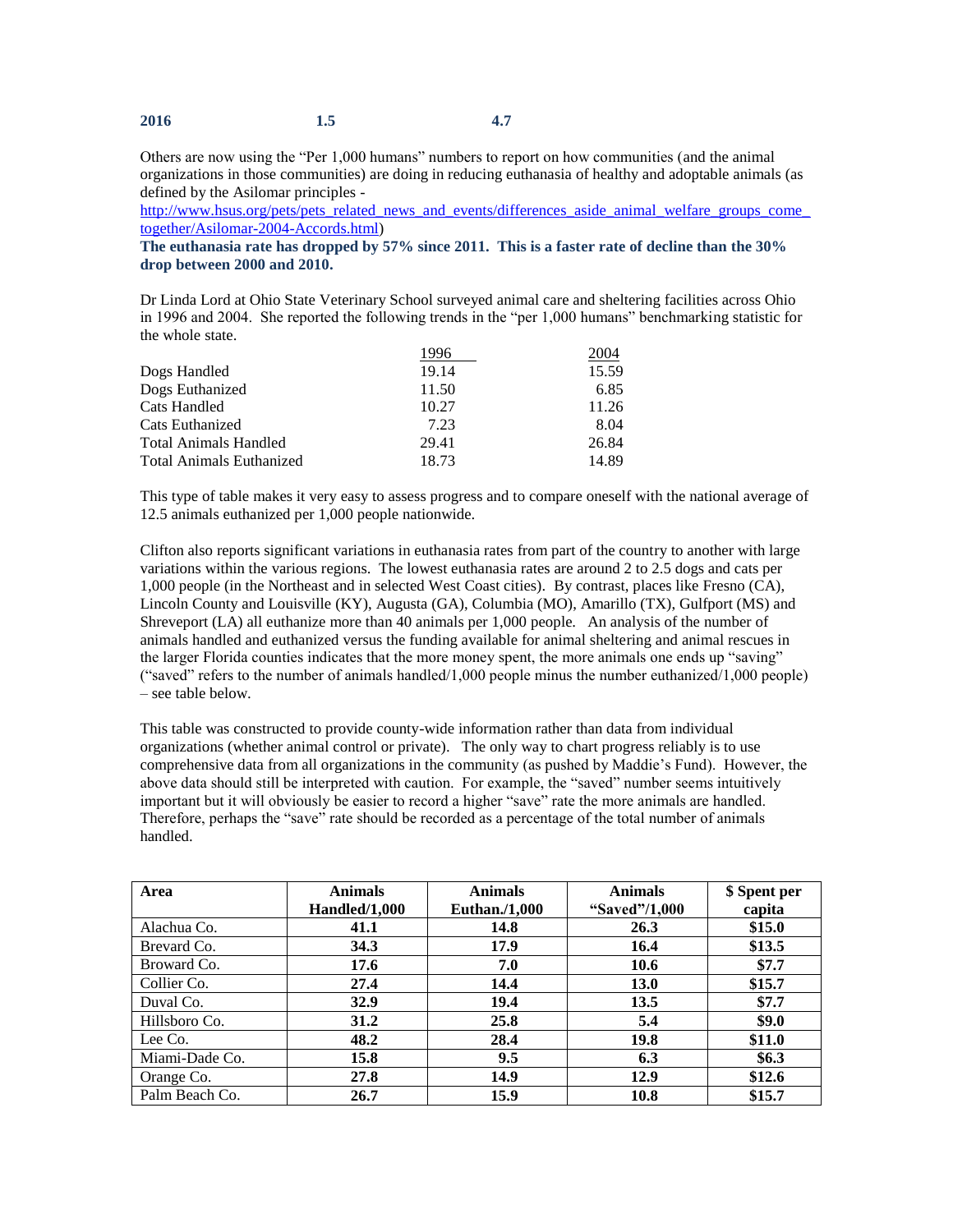| **2016** | **1.5** | **4.7** |
|---|---|---|

Others are now using the "Per 1,000 humans" numbers to report on how communities (and the animal organizations in those communities) are doing in reducing euthanasia of healthy and adoptable animals (as defined by the Asilomar principles - http://www.hsus.org/pets/pets_related_news_and_events/differences_aside_animal_welfare_groups_come_together/Asilomar-2004-Accords.html)

**The euthanasia rate has dropped by 57% since 2011. This is a faster rate of decline than the 30% drop between 2000 and 2010.**

Dr Linda Lord at Ohio State Veterinary School surveyed animal care and sheltering facilities across Ohio in 1996 and 2004. She reported the following trends in the "per 1,000 humans" benchmarking statistic for the whole state.

| | 1996 | 2004 |
|---|---|---|
| Dogs Handled | 19.14 | 15.59 |
| Dogs Euthanized | 11.50 | 6.85 |
| Cats Handled | 10.27 | 11.26 |
| Cats Euthanized | 7.23 | 8.04 |
| Total Animals Handled | 29.41 | 26.84 |
| Total Animals Euthanized | 18.73 | 14.89 |

This type of table makes it very easy to assess progress and to compare oneself with the national average of 12.5 animals euthanized per 1,000 people nationwide.

Clifton also reports significant variations in euthanasia rates from part of the country to another with large variations within the various regions. The lowest euthanasia rates are around 2 to 2.5 dogs and cats per 1,000 people (in the Northeast and in selected West Coast cities). By contrast, places like Fresno (CA), Lincoln County and Louisville (KY), Augusta (GA), Columbia (MO), Amarillo (TX), Gulfport (MS) and Shreveport (LA) all euthanize more than 40 animals per 1,000 people. An analysis of the number of animals handled and euthanized versus the funding available for animal sheltering and animal rescues in the larger Florida counties indicates that the more money spent, the more animals one ends up "saving" ("saved" refers to the number of animals handled/1,000 people minus the number euthanized/1,000 people) – see table below.

This table was constructed to provide county-wide information rather than data from individual organizations (whether animal control or private). The only way to chart progress reliably is to use comprehensive data from all organizations in the community (as pushed by Maddie's Fund). However, the above data should still be interpreted with caution. For example, the "saved" number seems intuitively important but it will obviously be easier to record a higher "save" rate the more animals are handled. Therefore, perhaps the "save" rate should be recorded as a percentage of the total number of animals handled.

| **Area** | **Animals Handled/1,000** | **Animals Euthan./1,000** | **Animals "Saved"/1,000** | **$ Spent per capita** |
|---|---|---|---|---|
| Alachua Co. | **41.1** | **14.8** | **26.3** | **$15.0** |
| Brevard Co. | **34.3** | **17.9** | **16.4** | **$13.5** |
| Broward Co. | **17.6** | **7.0** | **10.6** | **$7.7** |
| Collier Co. | **27.4** | **14.4** | **13.0** | **$15.7** |
| Duval Co. | **32.9** | **19.4** | **13.5** | **$7.7** |
| Hillsboro Co. | **31.2** | **25.8** | **5.4** | **$9.0** |
| Lee Co. | **48.2** | **28.4** | **19.8** | **$11.0** |
| Miami-Dade Co. | **15.8** | **9.5** | **6.3** | **$6.3** |
| Orange Co. | **27.8** | **14.9** | **12.9** | **$12.6** |
| Palm Beach Co. | **26.7** | **15.9** | **10.8** | **$15.7** |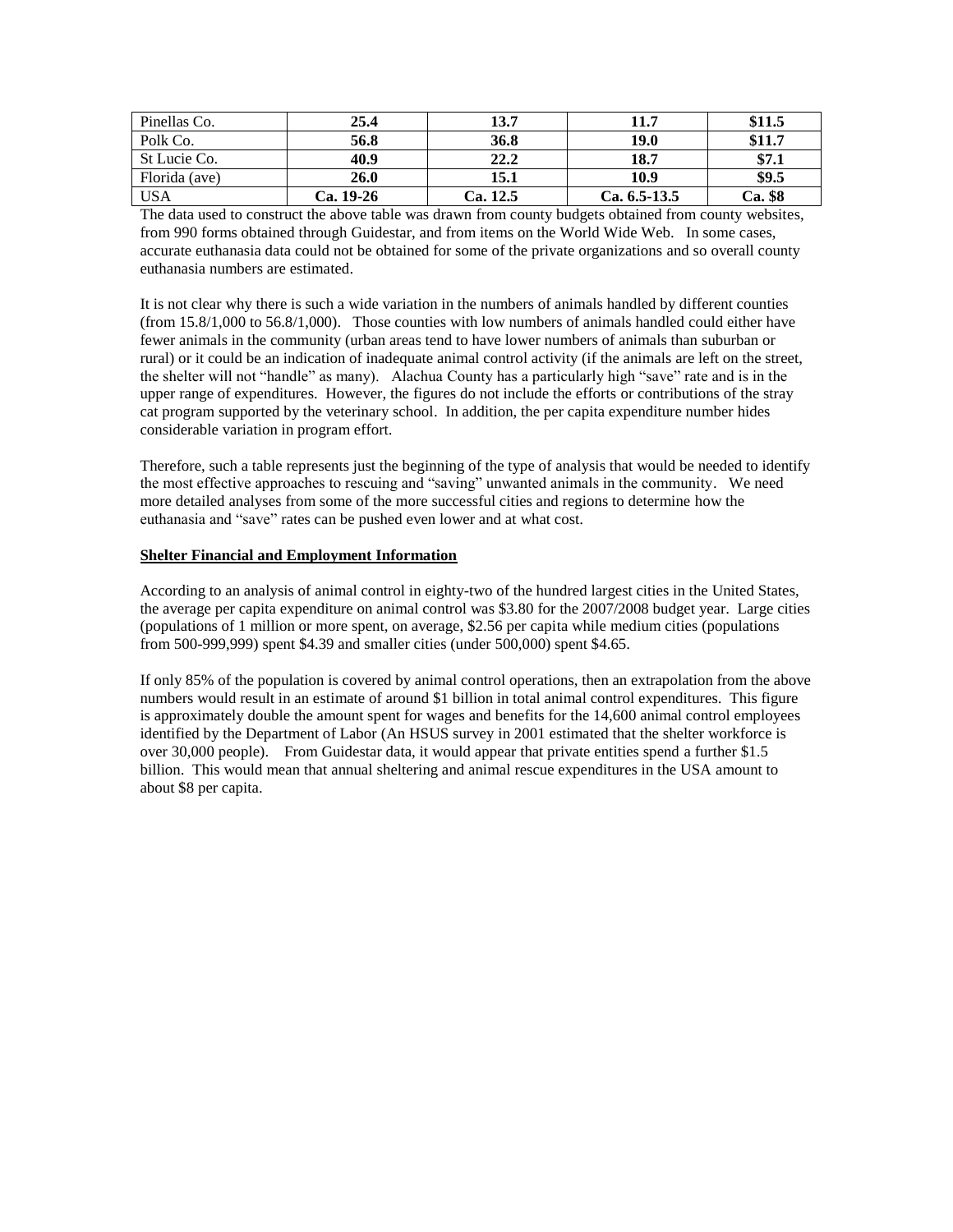| | | | | |
|---|---|---|---|---|
| Pinellas Co. | **25.4** | **13.7** | **11.7** | **$11.5** |
| Polk Co. | **56.8** | **36.8** | **19.0** | **$11.7** |
| St Lucie Co. | **40.9** | **22.2** | **18.7** | **$7.1** |
| Florida (ave) | **26.0** | **15.1** | **10.9** | **$9.5** |
| USA | **Ca. 19-26** | **Ca. 12.5** | **Ca. 6.5-13.5** | **Ca. $8** |

The data used to construct the above table was drawn from county budgets obtained from county websites, from 990 forms obtained through Guidestar, and from items on the World Wide Web. In some cases, accurate euthanasia data could not be obtained for some of the private organizations and so overall county euthanasia numbers are estimated.

It is not clear why there is such a wide variation in the numbers of animals handled by different counties (from 15.8/1,000 to 56.8/1,000). Those counties with low numbers of animals handled could either have fewer animals in the community (urban areas tend to have lower numbers of animals than suburban or rural) or it could be an indication of inadequate animal control activity (if the animals are left on the street, the shelter will not "handle" as many). Alachua County has a particularly high "save" rate and is in the upper range of expenditures. However, the figures do not include the efforts or contributions of the stray cat program supported by the veterinary school. In addition, the per capita expenditure number hides considerable variation in program effort.

Therefore, such a table represents just the beginning of the type of analysis that would be needed to identify the most effective approaches to rescuing and "saving" unwanted animals in the community. We need more detailed analyses from some of the more successful cities and regions to determine how the euthanasia and "save" rates can be pushed even lower and at what cost.

**Shelter Financial and Employment Information**

According to an analysis of animal control in eighty-two of the hundred largest cities in the United States, the average per capita expenditure on animal control was $3.80 for the 2007/2008 budget year. Large cities (populations of 1 million or more spent, on average, $2.56 per capita while medium cities (populations from 500-999,999) spent $4.39 and smaller cities (under 500,000) spent $4.65.

If only 85% of the population is covered by animal control operations, then an extrapolation from the above numbers would result in an estimate of around $1 billion in total animal control expenditures. This figure is approximately double the amount spent for wages and benefits for the 14,600 animal control employees identified by the Department of Labor (An HSUS survey in 2001 estimated that the shelter workforce is over 30,000 people). From Guidestar data, it would appear that private entities spend a further $1.5 billion. This would mean that annual sheltering and animal rescue expenditures in the USA amount to about $8 per capita.